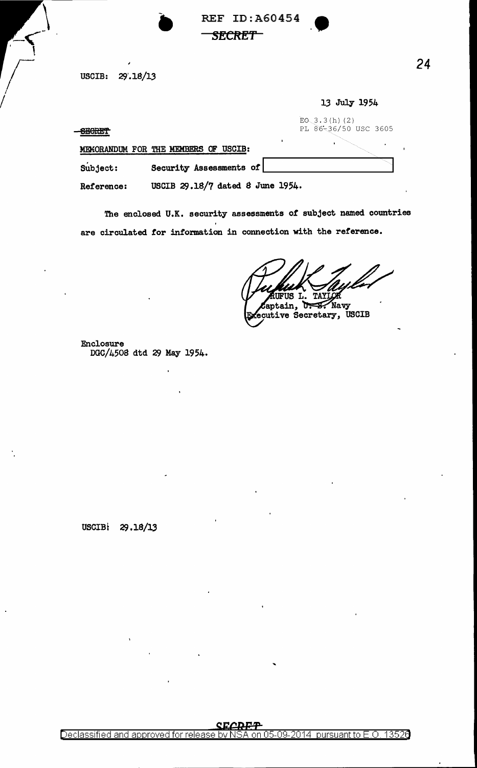REF ID:A60454

*SECRET*

USCIB: 29.18/13

13 July 1954

~~SECRET~~

EO 3.3(h)(2)
PL 86-36/50 USC 3605

MEMORANDUM FOR THE MEMBERS OF USCIB:

Subject: Security Assessments of [redacted]

Reference: USCIB 29.18/7 dated 8 June 1954.

The enclosed U.K. security assessments of subject named countries are circulated for information in connection with the reference.

RUFUS L. TAYLOR
Captain, U. S. Navy
Executive Secretary, USCIB

Enclosure
DGC/4508 dtd 29 May 1954.

USCIB: 29.18/13

SECRET

Declassified and approved for release by NSA on 05-09-2014 pursuant to E.O. 13526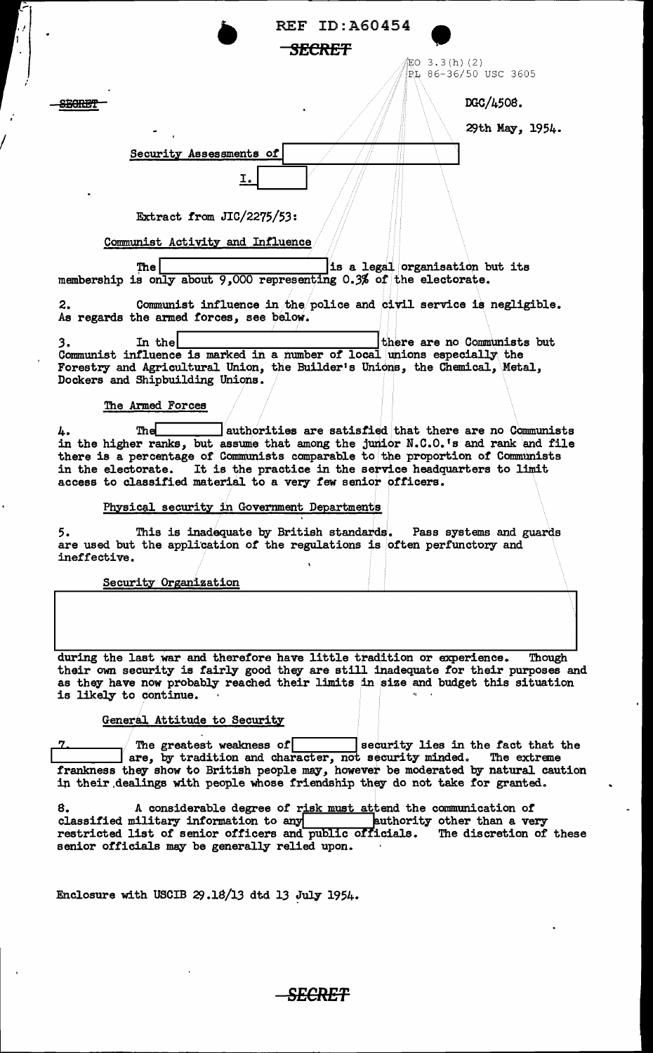REF ID:A60454

~~SECRET~~

EO 3.3(h)(2)
PL 86-36/50 USC 3605

~~SECRET~~

DGC/4508.

29th May, 1954.

Security Assessments of [redacted]

I. [redacted]

Extract from JIC/2275/53:

Communist Activity and Influence

The [redacted] is a legal organisation but its membership is only about 9,000 representing 0.3% of the electorate.

2. Communist influence in the police and civil service is negligible. As regards the armed forces, see below.

3. In the [redacted] there are no Communists but Communist influence is marked in a number of local unions especially the Forestry and Agricultural Union, the Builder's Unions, the Chemical, Metal, Dockers and Shipbuilding Unions.

The Armed Forces

4. The [redacted] authorities are satisfied that there are no Communists in the higher ranks, but assume that among the junior N.C.O.'s and rank and file there is a percentage of Communists comparable to the proportion of Communists in the electorate. It is the practice in the service headquarters to limit access to classified material to a very few senior officers.

Physical security in Government Departments

5. This is inadequate by British standards. Pass systems and guards are used but the application of the regulations is often perfunctory and ineffective.

Security Organization

[redacted]

during the last war and therefore have little tradition or experience. Though their own security is fairly good they are still inadequate for their purposes and as they have now probably reached their limits in size and budget this situation is likely to continue.

General Attitude to Security

7. The greatest weakness of [redacted] security lies in the fact that the [redacted] are, by tradition and character, not security minded. The extreme frankness they show to British people may, however be moderated by natural caution in their dealings with people whose friendship they do not take for granted.

8. A considerable degree of risk must attend the communication of classified military information to any [redacted] authority other than a very restricted list of senior officers and public officials. The discretion of these senior officials may be generally relied upon.

Enclosure with USCIB 29.18/13 dtd 13 July 1954.

~~SECRET~~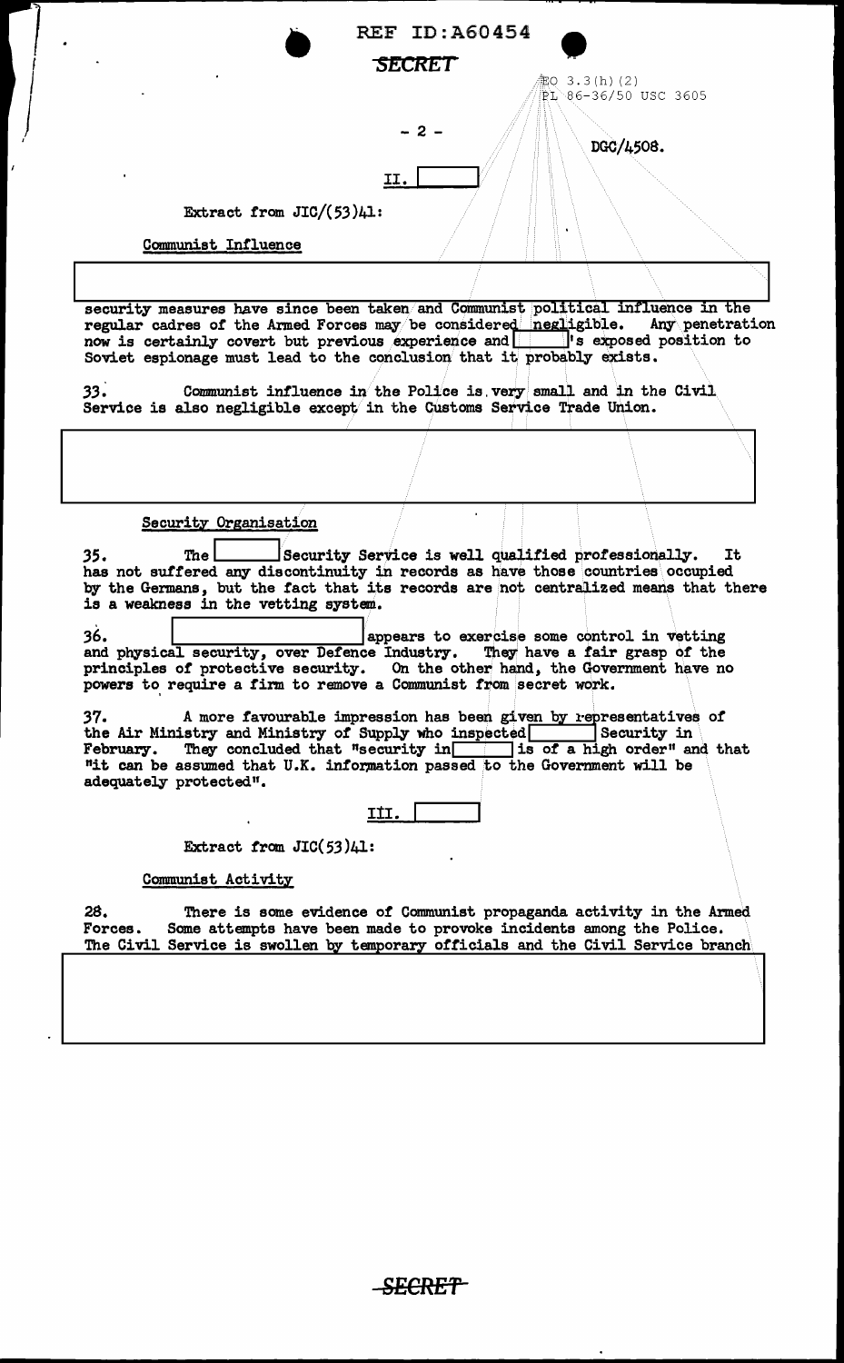REF ID:A60454

SECRET

EO 3.3(h)(2)
PL 86-36/50 USC 3605

DGC/4508.

II. [ ]

Extract from JIC/(53)41:

Communist Influence

[ ]

security measures have since been taken and Communist political influence in the regular cadres of the Armed Forces may be considered negligible. Any penetration now is certainly covert but previous experience and [ ]'s exposed position to Soviet espionage must lead to the conclusion that it probably exists.

33. Communist influence in the Police is very small and in the Civil Service is also negligible except in the Customs Service Trade Union.

[ ]

Security Organisation

35. The [ ] Security Service is well qualified professionally. It has not suffered any discontinuity in records as have those countries occupied by the Germans, but the fact that its records are not centralized means that there is a weakness in the vetting system.

36. [ ] appears to exercise some control in vetting and physical security, over Defence Industry. They have a fair grasp of the principles of protective security. On the other hand, the Government have no powers to require a firm to remove a Communist from secret work.

37. A more favourable impression has been given by representatives of the Air Ministry and Ministry of Supply who inspected [ ] Security in February. They concluded that "security in [ ] is of a high order" and that "it can be assumed that U.K. information passed to the Government will be adequately protected".

III. [ ]

Extract from JIC(53)41:

Communist Activity

28. There is some evidence of Communist propaganda activity in the Armed Forces. Some attempts have been made to provoke incidents among the Police. The Civil Service is swollen by temporary officials and the Civil Service branch

[ ]

SECRET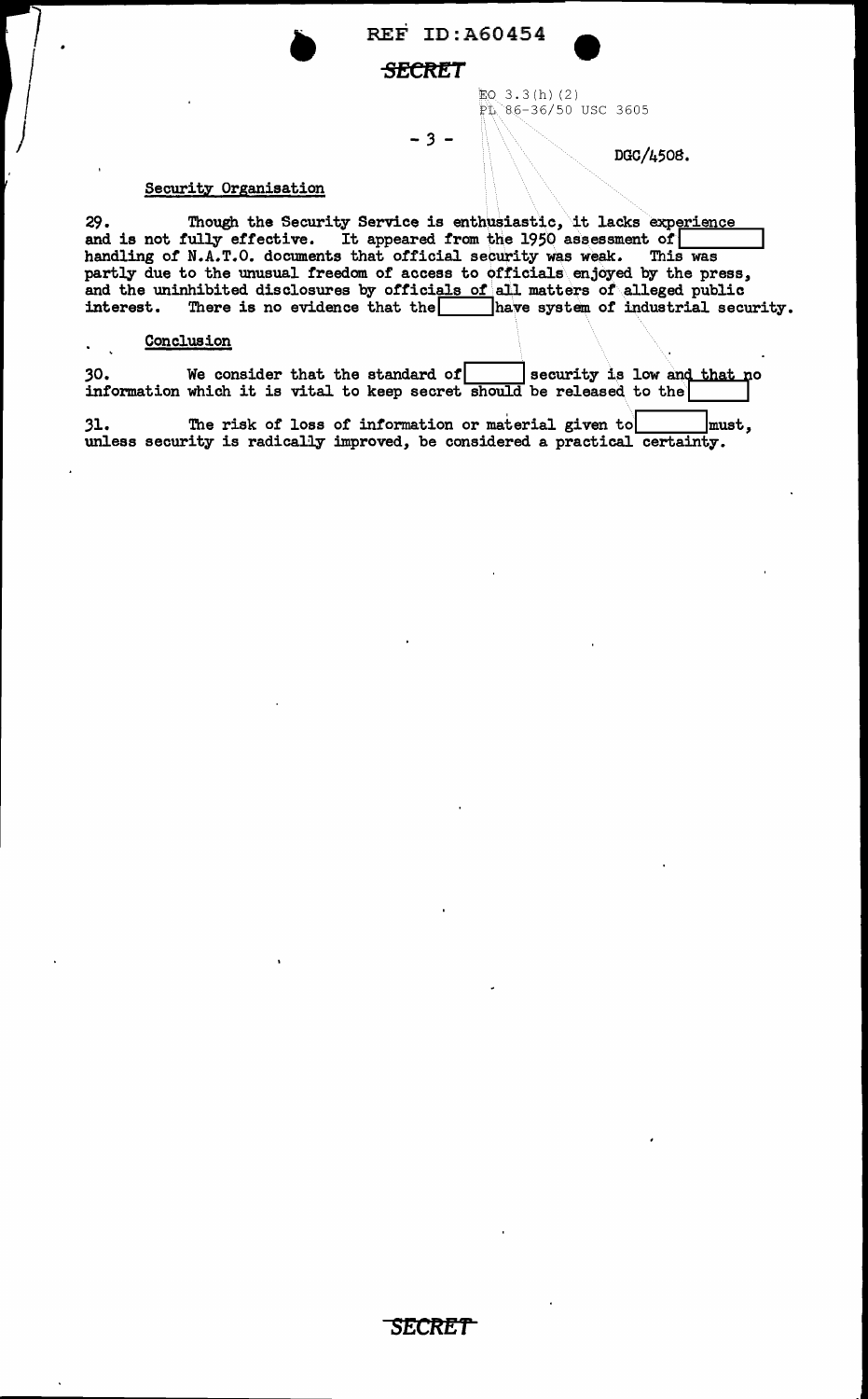## Security Organisation

29. Though the Security Service is enthusiastic, it lacks experience and is not fully effective. It appeared from the 1950 assessment of [ ] handling of N.A.T.O. documents that official security was weak. This was partly due to the unusual freedom of access to officials enjoyed by the press, and the uninhibited disclosures by officials of all matters of alleged public interest. There is no evidence that the [ ] have system of industrial security.

## Conclusion

30. We consider that the standard of [ ] security is low and that no information which it is vital to keep secret should be released to the [ ]

31. The risk of loss of information or material given to [ ] must, unless security is radically improved, be considered a practical certainty.